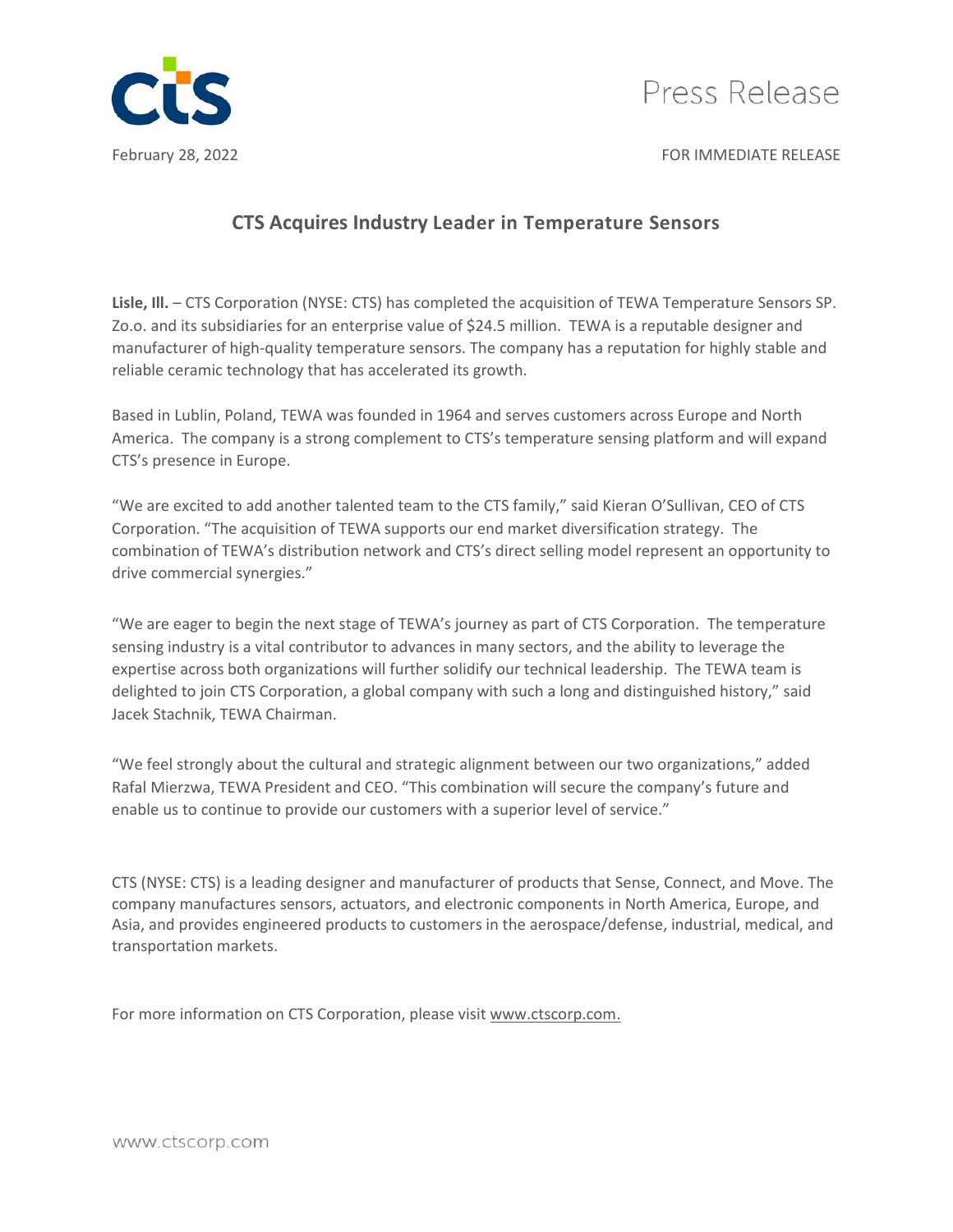Press Release

February 28, 2022 FOR IMMEDIATE RELEASE

## CTS Acquires Industry Leader in Temperature Sensors

**Lisle, Ill.** – CTS Corporation (NYSE: CTS) has completed the acquisition of TEWA Temperature Sensors SP. Zo.o. and its subsidiaries for an enterprise value of $24.5 million. TEWA is a reputable designer and manufacturer of high-quality temperature sensors. The company has a reputation for highly stable and reliable ceramic technology that has accelerated its growth.

Based in Lublin, Poland, TEWA was founded in 1964 and serves customers across Europe and North America. The company is a strong complement to CTS's temperature sensing platform and will expand CTS's presence in Europe.

"We are excited to add another talented team to the CTS family," said Kieran O'Sullivan, CEO of CTS Corporation. "The acquisition of TEWA supports our end market diversification strategy. The combination of TEWA's distribution network and CTS's direct selling model represent an opportunity to drive commercial synergies."

"We are eager to begin the next stage of TEWA's journey as part of CTS Corporation. The temperature sensing industry is a vital contributor to advances in many sectors, and the ability to leverage the expertise across both organizations will further solidify our technical leadership. The TEWA team is delighted to join CTS Corporation, a global company with such a long and distinguished history," said Jacek Stachnik, TEWA Chairman.

"We feel strongly about the cultural and strategic alignment between our two organizations," added Rafal Mierzwa, TEWA President and CEO. "This combination will secure the company's future and enable us to continue to provide our customers with a superior level of service."

CTS (NYSE: CTS) is a leading designer and manufacturer of products that Sense, Connect, and Move. The company manufactures sensors, actuators, and electronic components in North America, Europe, and Asia, and provides engineered products to customers in the aerospace/defense, industrial, medical, and transportation markets.

For more information on CTS Corporation, please visit www.ctscorp.com.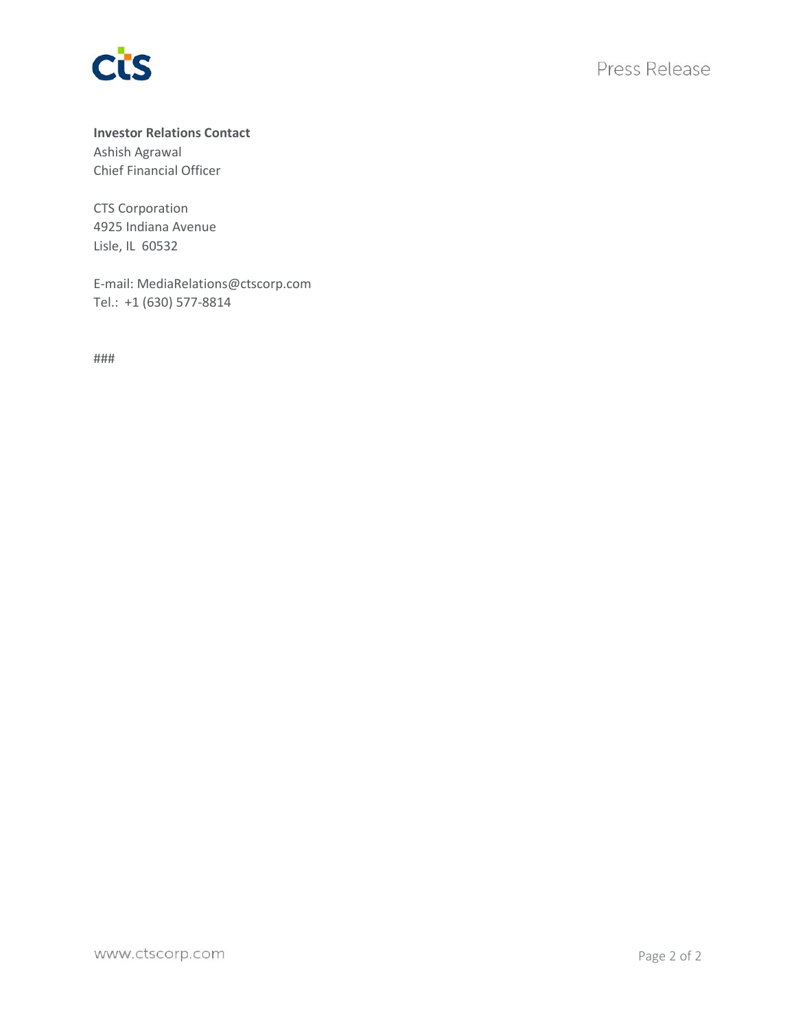**Investor Relations Contact**
Ashish Agrawal
Chief Financial Officer

CTS Corporation
4925 Indiana Avenue
Lisle, IL 60532

E-mail: MediaRelations@ctscorp.com
Tel.: +1 (630) 577-8814

###